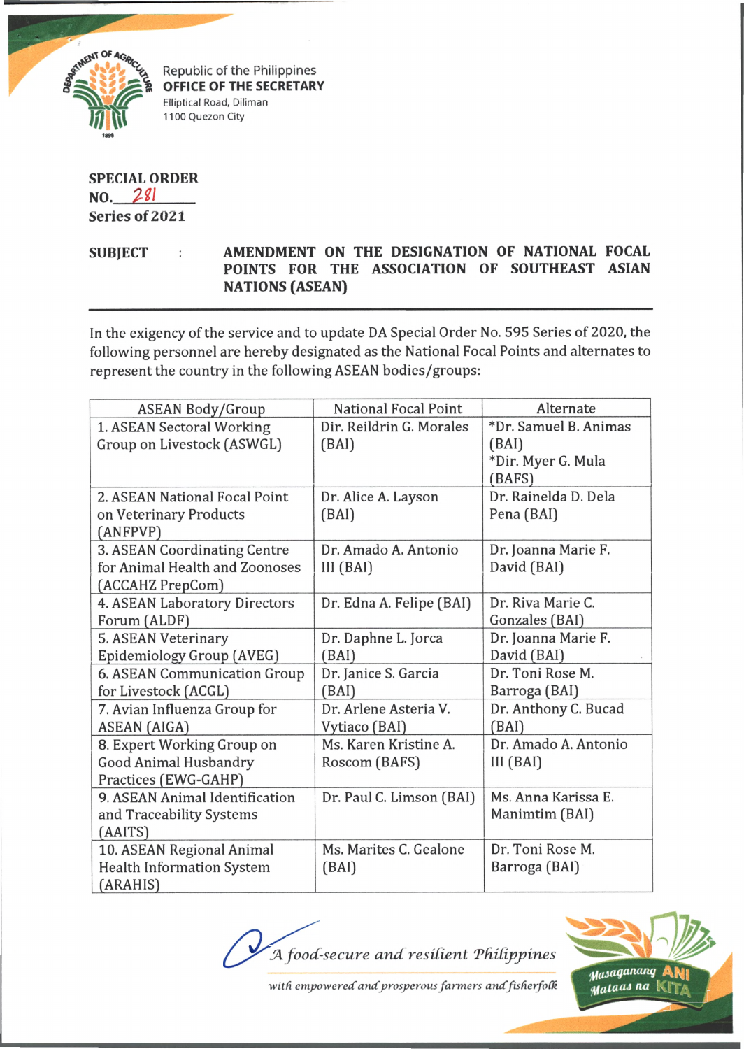Republic of the Philippines
**OFFICE OF THE SECRETARY**
Elliptical Road, Diliman
1100 Quezon City

**SPECIAL ORDER**
**NO. 281**
**Series of 2021**

**SUBJECT : AMENDMENT ON THE DESIGNATION OF NATIONAL FOCAL POINTS FOR THE ASSOCIATION OF SOUTHEAST ASIAN NATIONS (ASEAN)**

In the exigency of the service and to update DA Special Order No. 595 Series of 2020, the following personnel are hereby designated as the National Focal Points and alternates to represent the country in the following ASEAN bodies/groups:

| ASEAN Body/Group | National Focal Point | Alternate |
|---|---|---|
| 1. ASEAN Sectoral Working Group on Livestock (ASWGL) | Dir. Reildrin G. Morales (BAI) | *Dr. Samuel B. Animas (BAI)<br>*Dir. Myer G. Mula (BAFS) |
| 2. ASEAN National Focal Point on Veterinary Products (ANFPVP) | Dr. Alice A. Layson (BAI) | Dr. Rainelda D. Dela Pena (BAI) |
| 3. ASEAN Coordinating Centre for Animal Health and Zoonoses (ACCAHZ PrepCom) | Dr. Amado A. Antonio III (BAI) | Dr. Joanna Marie F. David (BAI) |
| 4. ASEAN Laboratory Directors Forum (ALDF) | Dr. Edna A. Felipe (BAI) | Dr. Riva Marie C. Gonzales (BAI) |
| 5. ASEAN Veterinary Epidemiology Group (AVEG) | Dr. Daphne L. Jorca (BAI) | Dr. Joanna Marie F. David (BAI) |
| 6. ASEAN Communication Group for Livestock (ACGL) | Dr. Janice S. Garcia (BAI) | Dr. Toni Rose M. Barroga (BAI) |
| 7. Avian Influenza Group for ASEAN (AIGA) | Dr. Arlene Asteria V. Vytiaco (BAI) | Dr. Anthony C. Bucad (BAI) |
| 8. Expert Working Group on Good Animal Husbandry Practices (EWG-GAHP) | Ms. Karen Kristine A. Roscom (BAFS) | Dr. Amado A. Antonio III (BAI) |
| 9. ASEAN Animal Identification and Traceability Systems (AAITS) | Dr. Paul C. Limson (BAI) | Ms. Anna Karissa E. Manimtim (BAI) |
| 10. ASEAN Regional Animal Health Information System (ARAHIS) | Ms. Marites C. Gealone (BAI) | Dr. Toni Rose M. Barroga (BAI) |

*A food-secure and resilient Philippines*
*with empowered and prosperous farmers and fisherfolk*

Masaganang ANI Mataas na KITA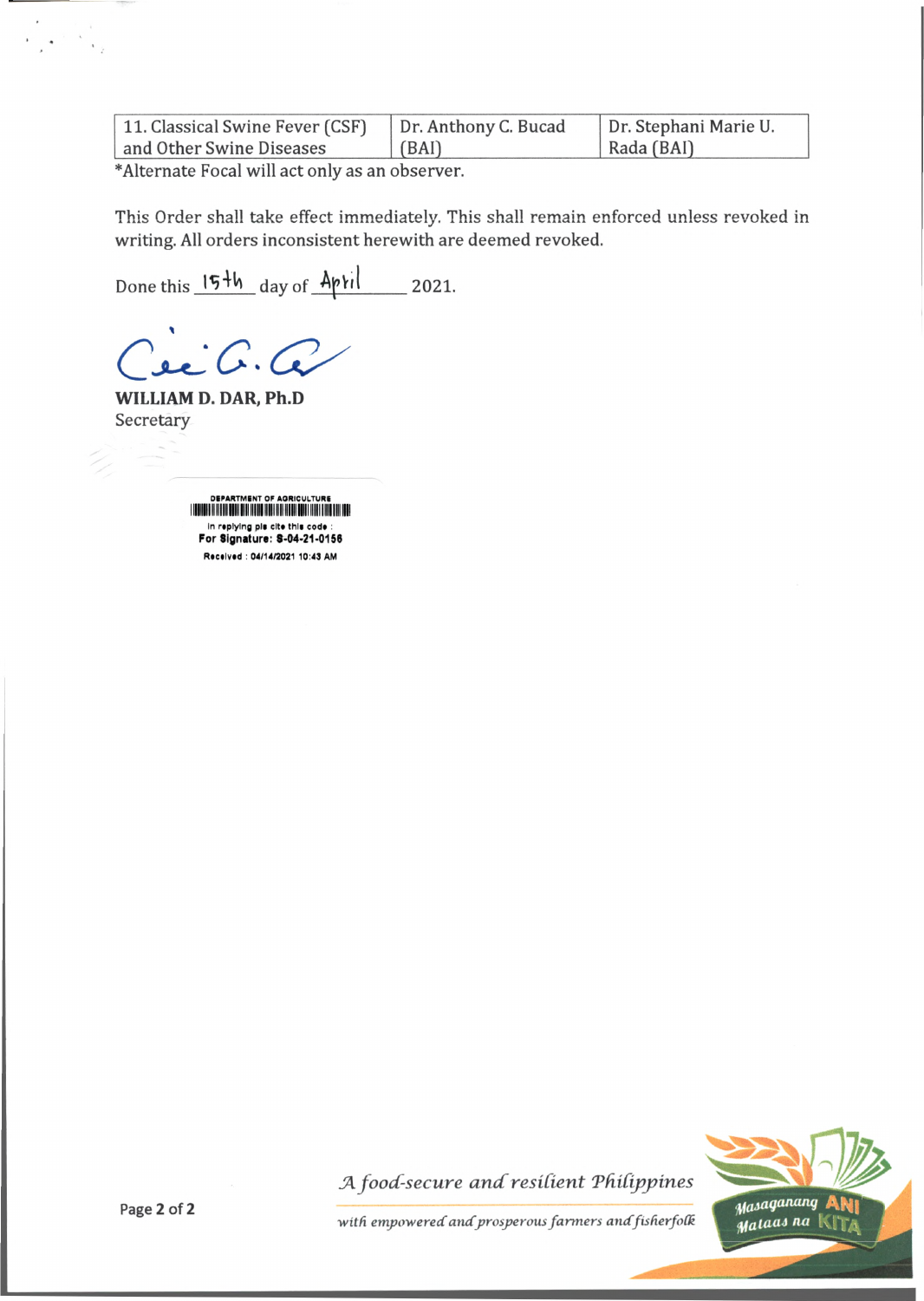| | | |
|---|---|---|
| 11. Classical Swine Fever (CSF) and Other Swine Diseases | Dr. Anthony C. Bucad (BAI) | Dr. Stephani Marie U. Rada (BAI) |

*Alternate Focal will act only as an observer.

This Order shall take effect immediately. This shall remain enforced unless revoked in writing. All orders inconsistent herewith are deemed revoked.

Done this 15th day of April 2021.

**WILLIAM D. DAR, Ph.D**
Secretary

DEPARTMENT OF AGRICULTURE
In replying pls cite this code :
**For Signature: S-04-21-0156**
Received : 04/14/2021 10:43 AM

*A food-secure and resilient Philippines*
*with empowered and prosperous farmers and fisherfolk*

Masaganang ANI Mataas na KITA